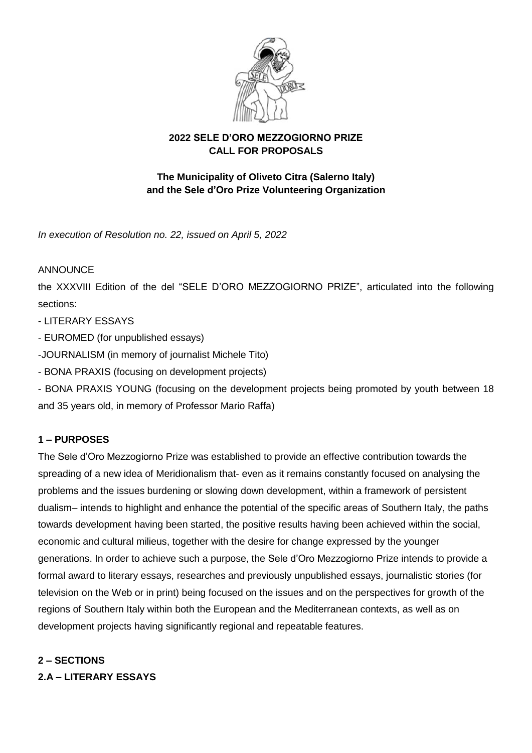**2022 SELE D'ORO MEZZOGIORNO PRIZE**
**CALL FOR PROPOSALS**

**The Municipality of Oliveto Citra (Salerno Italy)**
**and the Sele d'Oro Prize Volunteering Organization**

*In execution of Resolution no. 22, issued on April 5, 2022*

ANNOUNCE

the XXXVIII Edition of the del "SELE D'ORO MEZZOGIORNO PRIZE", articulated into the following sections:

- LITERARY ESSAYS
- EUROMED (for unpublished essays)
- JOURNALISM (in memory of journalist Michele Tito)
- BONA PRAXIS (focusing on development projects)
- BONA PRAXIS YOUNG (focusing on the development projects being promoted by youth between 18 and 35 years old, in memory of Professor Mario Raffa)

## 1 – PURPOSES

The Sele d'Oro Mezzogiorno Prize was established to provide an effective contribution towards the spreading of a new idea of Meridionalism that- even as it remains constantly focused on analysing the problems and the issues burdening or slowing down development, within a framework of persistent dualism– intends to highlight and enhance the potential of the specific areas of Southern Italy, the paths towards development having been started, the positive results having been achieved within the social, economic and cultural milieus, together with the desire for change expressed by the younger generations. In order to achieve such a purpose, the Sele d'Oro Mezzogiorno Prize intends to provide a formal award to literary essays, researches and previously unpublished essays, journalistic stories (for television on the Web or in print) being focused on the issues and on the perspectives for growth of the regions of Southern Italy within both the European and the Mediterranean contexts, as well as on development projects having significantly regional and repeatable features.

## 2 – SECTIONS

### 2.A – LITERARY ESSAYS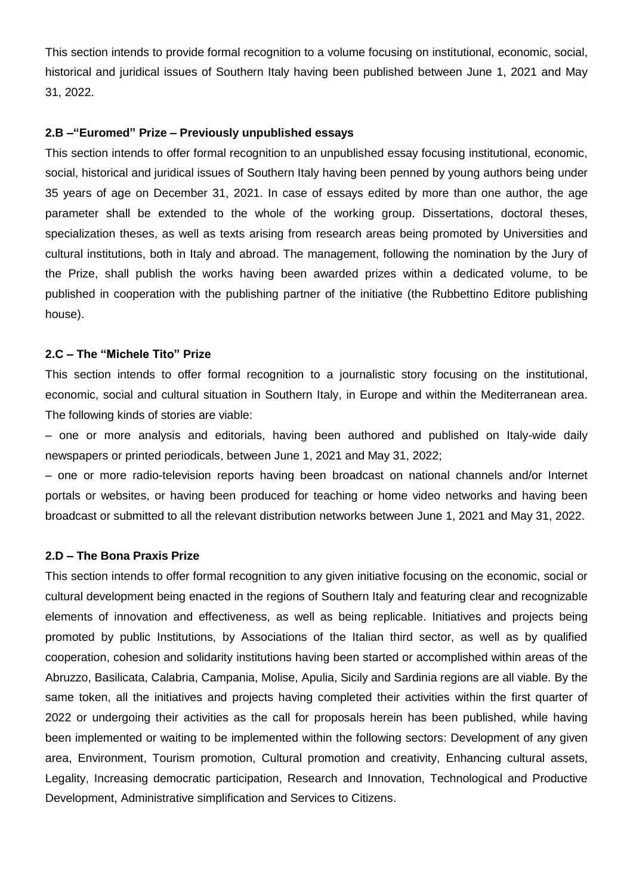This section intends to provide formal recognition to a volume focusing on institutional, economic, social, historical and juridical issues of Southern Italy having been published between June 1, 2021 and May 31, 2022.

**2.B –"Euromed" Prize – Previously unpublished essays**

This section intends to offer formal recognition to an unpublished essay focusing institutional, economic, social, historical and juridical issues of Southern Italy having been penned by young authors being under 35 years of age on December 31, 2021. In case of essays edited by more than one author, the age parameter shall be extended to the whole of the working group. Dissertations, doctoral theses, specialization theses, as well as texts arising from research areas being promoted by Universities and cultural institutions, both in Italy and abroad. The management, following the nomination by the Jury of the Prize, shall publish the works having been awarded prizes within a dedicated volume, to be published in cooperation with the publishing partner of the initiative (the Rubbettino Editore publishing house).

**2.C – The "Michele Tito" Prize**

This section intends to offer formal recognition to a journalistic story focusing on the institutional, economic, social and cultural situation in Southern Italy, in Europe and within the Mediterranean area. The following kinds of stories are viable:

– one or more analysis and editorials, having been authored and published on Italy-wide daily newspapers or printed periodicals, between June 1, 2021 and May 31, 2022;

– one or more radio-television reports having been broadcast on national channels and/or Internet portals or websites, or having been produced for teaching or home video networks and having been broadcast or submitted to all the relevant distribution networks between June 1, 2021 and May 31, 2022.

**2.D – The Bona Praxis Prize**

This section intends to offer formal recognition to any given initiative focusing on the economic, social or cultural development being enacted in the regions of Southern Italy and featuring clear and recognizable elements of innovation and effectiveness, as well as being replicable. Initiatives and projects being promoted by public Institutions, by Associations of the Italian third sector, as well as by qualified cooperation, cohesion and solidarity institutions having been started or accomplished within areas of the Abruzzo, Basilicata, Calabria, Campania, Molise, Apulia, Sicily and Sardinia regions are all viable. By the same token, all the initiatives and projects having completed their activities within the first quarter of 2022 or undergoing their activities as the call for proposals herein has been published, while having been implemented or waiting to be implemented within the following sectors: Development of any given area, Environment, Tourism promotion, Cultural promotion and creativity, Enhancing cultural assets, Legality, Increasing democratic participation, Research and Innovation, Technological and Productive Development, Administrative simplification and Services to Citizens.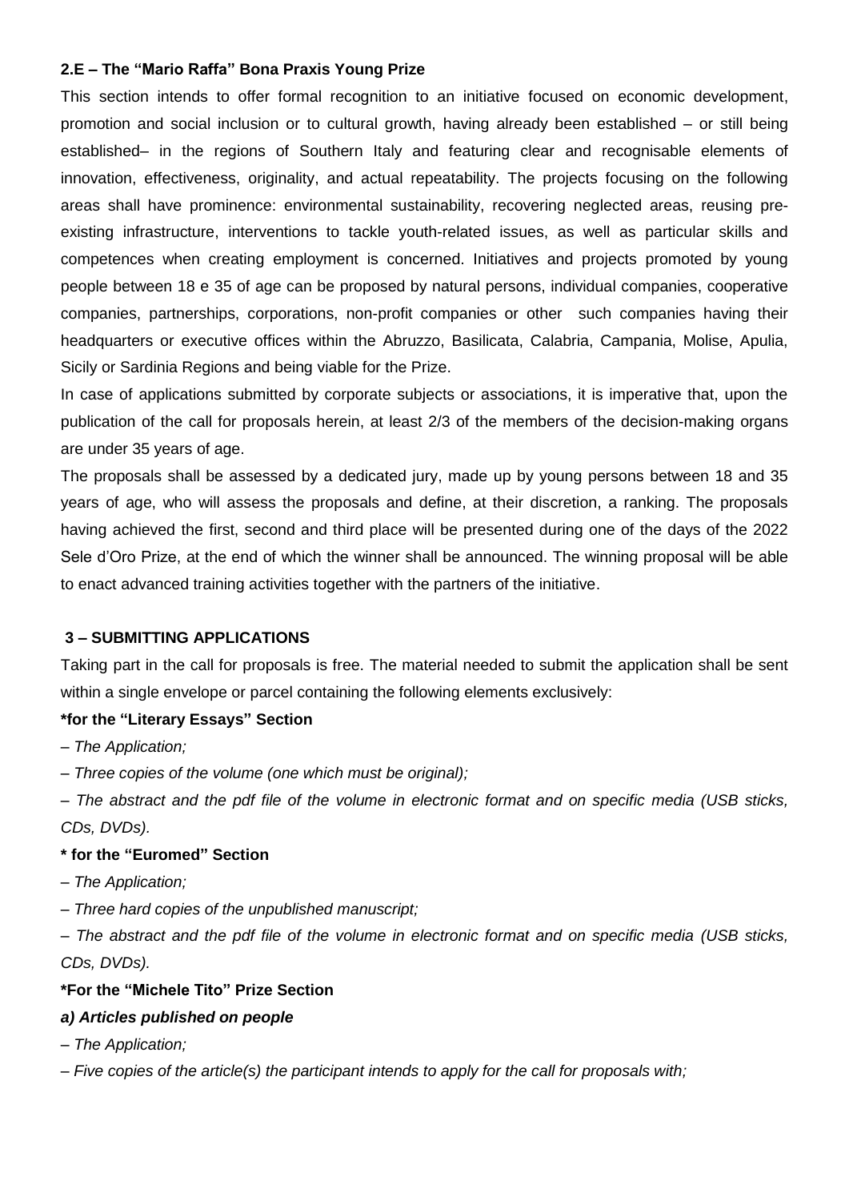**2.E – The "Mario Raffa" Bona Praxis Young Prize**

This section intends to offer formal recognition to an initiative focused on economic development, promotion and social inclusion or to cultural growth, having already been established – or still being established– in the regions of Southern Italy and featuring clear and recognisable elements of innovation, effectiveness, originality, and actual repeatability. The projects focusing on the following areas shall have prominence: environmental sustainability, recovering neglected areas, reusing pre-existing infrastructure, interventions to tackle youth-related issues, as well as particular skills and competences when creating employment is concerned. Initiatives and projects promoted by young people between 18 e 35 of age can be proposed by natural persons, individual companies, cooperative companies, partnerships, corporations, non-profit companies or other such companies having their headquarters or executive offices within the Abruzzo, Basilicata, Calabria, Campania, Molise, Apulia, Sicily or Sardinia Regions and being viable for the Prize.

In case of applications submitted by corporate subjects or associations, it is imperative that, upon the publication of the call for proposals herein, at least 2/3 of the members of the decision-making organs are under 35 years of age.

The proposals shall be assessed by a dedicated jury, made up by young persons between 18 and 35 years of age, who will assess the proposals and define, at their discretion, a ranking. The proposals having achieved the first, second and third place will be presented during one of the days of the 2022 Sele d'Oro Prize, at the end of which the winner shall be announced. The winning proposal will be able to enact advanced training activities together with the partners of the initiative.

**3 – SUBMITTING APPLICATIONS**

Taking part in the call for proposals is free. The material needed to submit the application shall be sent within a single envelope or parcel containing the following elements exclusively:

**\*for the "Literary Essays" Section**

– *The Application;*

– *Three copies of the volume (one which must be original);*

– *The abstract and the pdf file of the volume in electronic format and on specific media (USB sticks, CDs, DVDs).*

**\* for the "Euromed" Section**

– *The Application;*

– *Three hard copies of the unpublished manuscript;*

– *The abstract and the pdf file of the volume in electronic format and on specific media (USB sticks, CDs, DVDs).*

**\*For the "Michele Tito" Prize Section**

***a) Articles published on people***

– *The Application;*

– *Five copies of the article(s) the participant intends to apply for the call for proposals with;*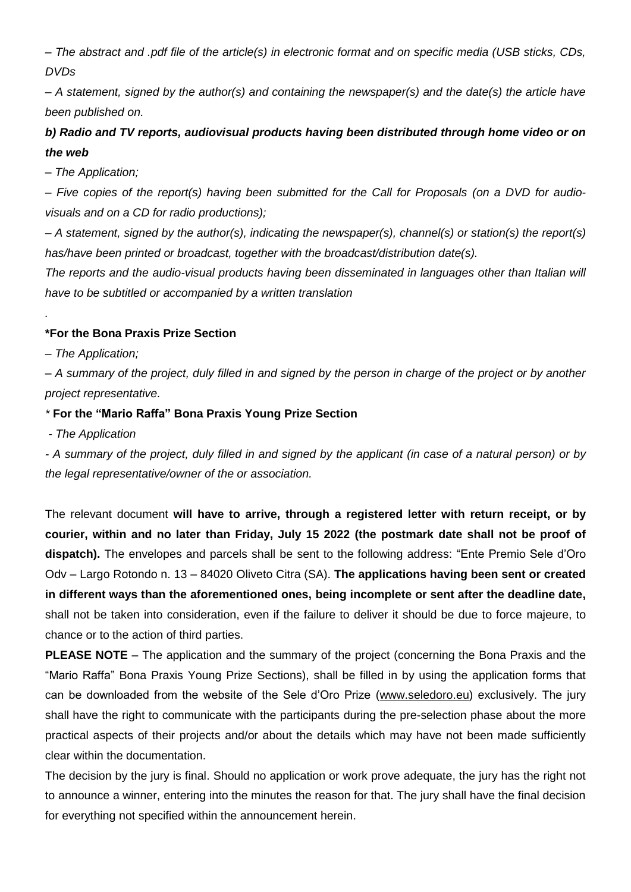*– The abstract and .pdf file of the article(s) in electronic format and on specific media (USB sticks, CDs, DVDs*

*– A statement, signed by the author(s) and containing the newspaper(s) and the date(s) the article have been published on.*

***b) Radio and TV reports, audiovisual products having been distributed through home video or on the web***

*– The Application;*

*– Five copies of the report(s) having been submitted for the Call for Proposals (on a DVD for audio-visuals and on a CD for radio productions);*

*– A statement, signed by the author(s), indicating the newspaper(s), channel(s) or station(s) the report(s) has/have been printed or broadcast, together with the broadcast/distribution date(s).*

*The reports and the audio-visual products having been disseminated in languages other than Italian will have to be subtitled or accompanied by a written translation*

*.*

**\*For the Bona Praxis Prize Section**

*– The Application;*

*– A summary of the project, duly filled in and signed by the person in charge of the project or by another project representative.*

*\** **For the "Mario Raffa" Bona Praxis Young Prize Section**

*- The Application*

*- A summary of the project, duly filled in and signed by the applicant (in case of a natural person) or by the legal representative/owner of the or association.*

The relevant document **will have to arrive, through a registered letter with return receipt, or by courier, within and no later than Friday, July 15 2022 (the postmark date shall not be proof of dispatch).** The envelopes and parcels shall be sent to the following address: "Ente Premio Sele d'Oro Odv – Largo Rotondo n. 13 – 84020 Oliveto Citra (SA). **The applications having been sent or created in different ways than the aforementioned ones, being incomplete or sent after the deadline date,** shall not be taken into consideration, even if the failure to deliver it should be due to force majeure, to chance or to the action of third parties.

**PLEASE NOTE** – The application and the summary of the project (concerning the Bona Praxis and the "Mario Raffa" Bona Praxis Young Prize Sections), shall be filled in by using the application forms that can be downloaded from the website of the Sele d'Oro Prize (www.seledoro.eu) exclusively. The jury shall have the right to communicate with the participants during the pre-selection phase about the more practical aspects of their projects and/or about the details which may have not been made sufficiently clear within the documentation.

The decision by the jury is final. Should no application or work prove adequate, the jury has the right not to announce a winner, entering into the minutes the reason for that. The jury shall have the final decision for everything not specified within the announcement herein.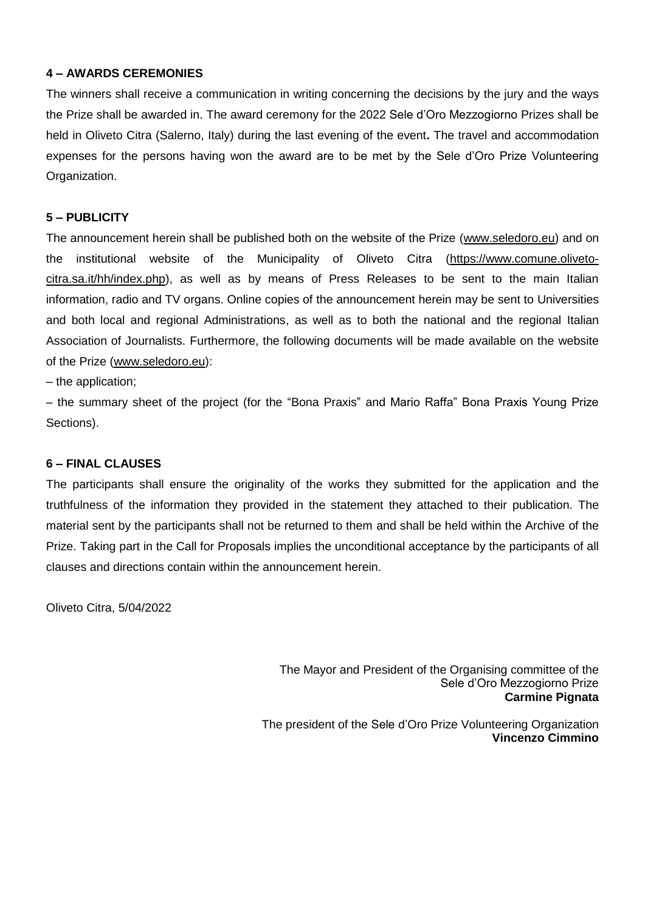## 4 – AWARDS CEREMONIES

The winners shall receive a communication in writing concerning the decisions by the jury and the ways the Prize shall be awarded in. The award ceremony for the 2022 Sele d'Oro Mezzogiorno Prizes shall be held in Oliveto Citra (Salerno, Italy) during the last evening of the event**.** The travel and accommodation expenses for the persons having won the award are to be met by the Sele d'Oro Prize Volunteering Organization.

## 5 – PUBLICITY

The announcement herein shall be published both on the website of the Prize (www.seledoro.eu) and on the institutional website of the Municipality of Oliveto Citra (https://www.comune.oliveto-citra.sa.it/hh/index.php), as well as by means of Press Releases to be sent to the main Italian information, radio and TV organs. Online copies of the announcement herein may be sent to Universities and both local and regional Administrations, as well as to both the national and the regional Italian Association of Journalists. Furthermore, the following documents will be made available on the website of the Prize (www.seledoro.eu):

– the application;

– the summary sheet of the project (for the "Bona Praxis" and Mario Raffa" Bona Praxis Young Prize Sections).

## 6 – FINAL CLAUSES

The participants shall ensure the originality of the works they submitted for the application and the truthfulness of the information they provided in the statement they attached to their publication. The material sent by the participants shall not be returned to them and shall be held within the Archive of the Prize. Taking part in the Call for Proposals implies the unconditional acceptance by the participants of all clauses and directions contain within the announcement herein.

Oliveto Citra, 5/04/2022

The Mayor and President of the Organising committee of the Sele d'Oro Mezzogiorno Prize
**Carmine Pignata**

The president of the Sele d'Oro Prize Volunteering Organization
**Vincenzo Cimmino**